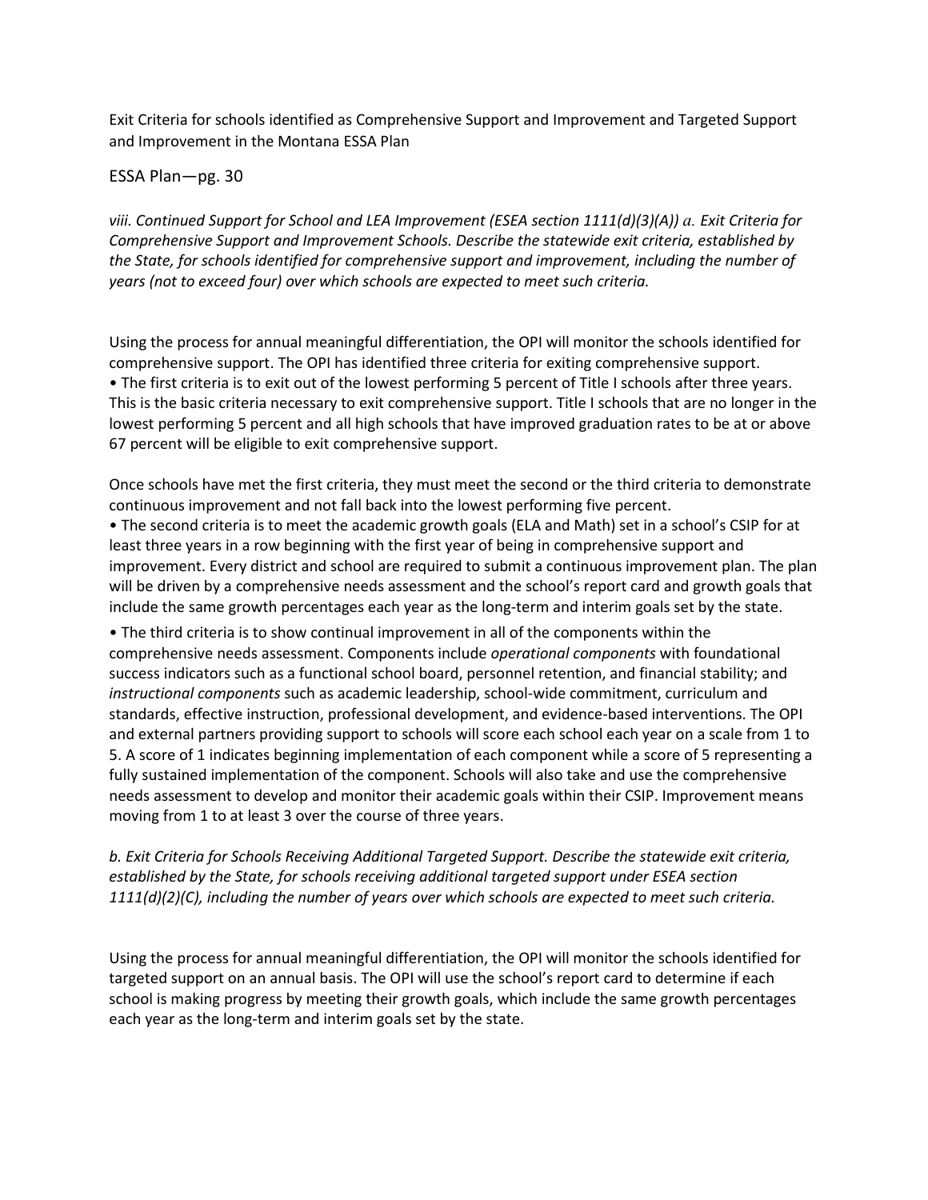Exit Criteria for schools identified as Comprehensive Support and Improvement and Targeted Support and Improvement in the Montana ESSA Plan

ESSA Plan—pg. 30

*viii. Continued Support for School and LEA Improvement (ESEA section 1111(d)(3)(A)) a. Exit Criteria for Comprehensive Support and Improvement Schools. Describe the statewide exit criteria, established by the State, for schools identified for comprehensive support and improvement, including the number of years (not to exceed four) over which schools are expected to meet such criteria.*

Using the process for annual meaningful differentiation, the OPI will monitor the schools identified for comprehensive support. The OPI has identified three criteria for exiting comprehensive support.

- The first criteria is to exit out of the lowest performing 5 percent of Title I schools after three years. This is the basic criteria necessary to exit comprehensive support. Title I schools that are no longer in the lowest performing 5 percent and all high schools that have improved graduation rates to be at or above 67 percent will be eligible to exit comprehensive support.

Once schools have met the first criteria, they must meet the second or the third criteria to demonstrate continuous improvement and not fall back into the lowest performing five percent.

- The second criteria is to meet the academic growth goals (ELA and Math) set in a school's CSIP for at least three years in a row beginning with the first year of being in comprehensive support and improvement. Every district and school are required to submit a continuous improvement plan. The plan will be driven by a comprehensive needs assessment and the school's report card and growth goals that include the same growth percentages each year as the long-term and interim goals set by the state.
- The third criteria is to show continual improvement in all of the components within the comprehensive needs assessment. Components include *operational components* with foundational success indicators such as a functional school board, personnel retention, and financial stability; and *instructional components* such as academic leadership, school-wide commitment, curriculum and standards, effective instruction, professional development, and evidence-based interventions. The OPI and external partners providing support to schools will score each school each year on a scale from 1 to 5. A score of 1 indicates beginning implementation of each component while a score of 5 representing a fully sustained implementation of the component. Schools will also take and use the comprehensive needs assessment to develop and monitor their academic goals within their CSIP. Improvement means moving from 1 to at least 3 over the course of three years.

*b. Exit Criteria for Schools Receiving Additional Targeted Support. Describe the statewide exit criteria, established by the State, for schools receiving additional targeted support under ESEA section 1111(d)(2)(C), including the number of years over which schools are expected to meet such criteria.*

Using the process for annual meaningful differentiation, the OPI will monitor the schools identified for targeted support on an annual basis. The OPI will use the school's report card to determine if each school is making progress by meeting their growth goals, which include the same growth percentages each year as the long-term and interim goals set by the state.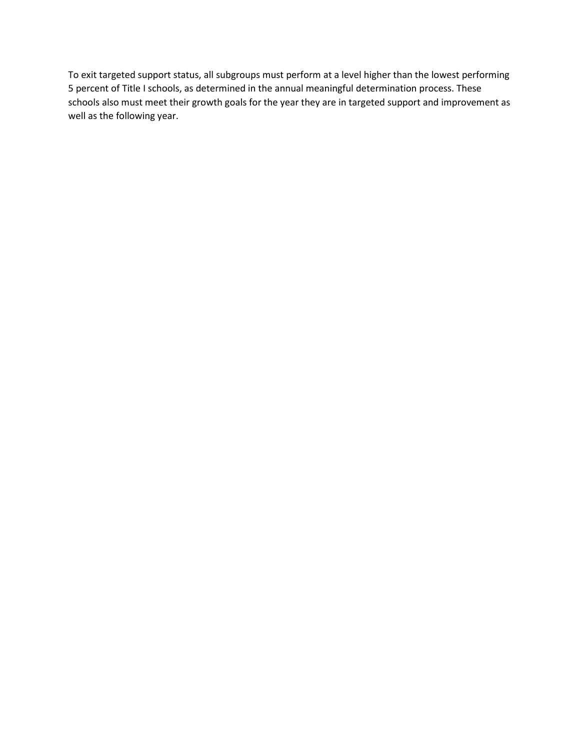To exit targeted support status, all subgroups must perform at a level higher than the lowest performing 5 percent of Title I schools, as determined in the annual meaningful determination process. These schools also must meet their growth goals for the year they are in targeted support and improvement as well as the following year.